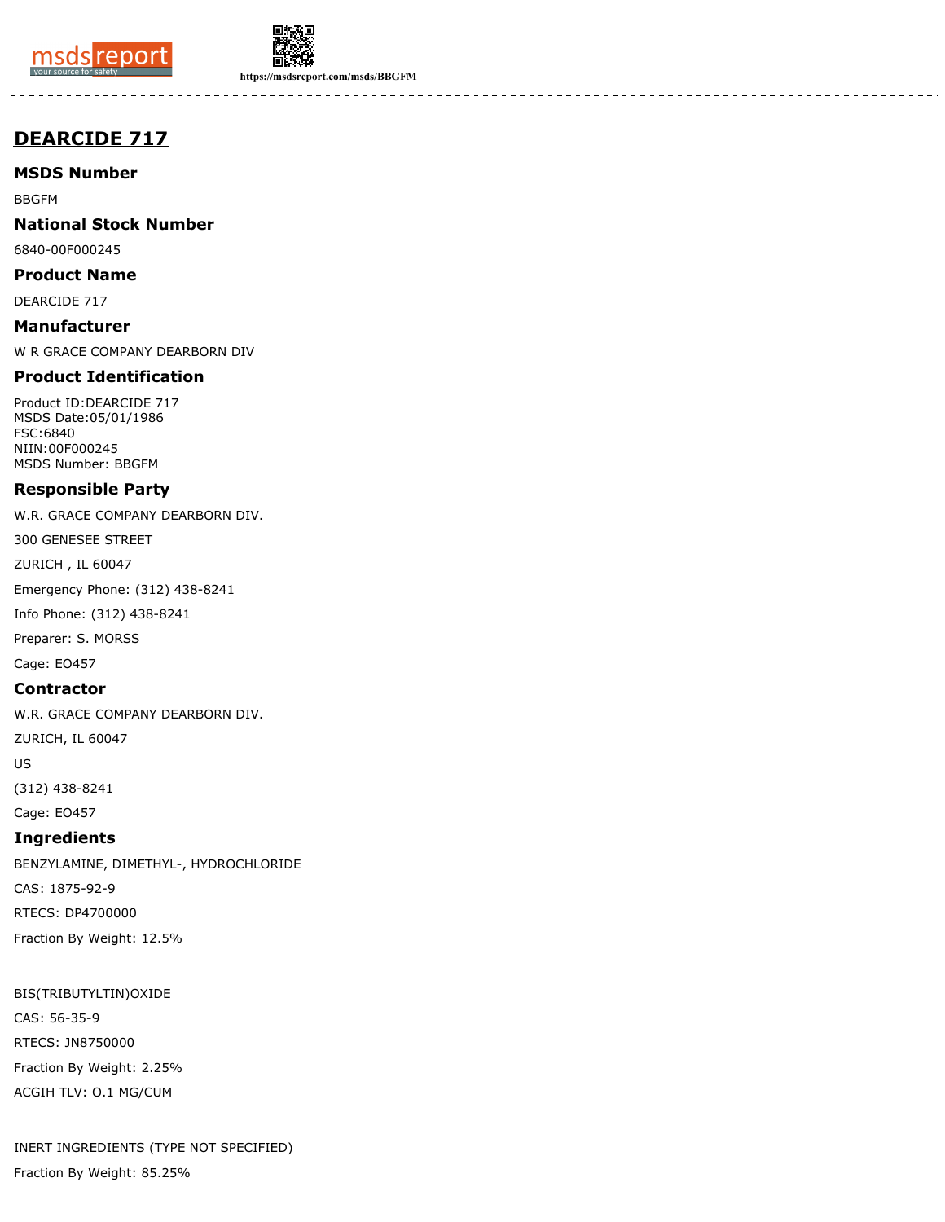# DEARCIDE 717

## MSDS Number

BBGFM

## National Stock Number

6840-00F000245

## Product Name

DEARCIDE 717

## Manufacturer

W R GRACE COMPANY DEARBORN DIV

## Product Identification

Product ID:DEARCIDE 717
MSDS Date:05/01/1986
FSC:6840
NIIN:00F000245
MSDS Number: BBGFM

## Responsible Party

W.R. GRACE COMPANY DEARBORN DIV.

300 GENESEE STREET

ZURICH , IL 60047

Emergency Phone: (312) 438-8241

Info Phone: (312) 438-8241

Preparer: S. MORSS

Cage: EO457

## Contractor

W.R. GRACE COMPANY DEARBORN DIV.

ZURICH, IL 60047

US

(312) 438-8241

Cage: EO457

## Ingredients

BENZYLAMINE, DIMETHYL-, HYDROCHLORIDE

CAS: 1875-92-9

RTECS: DP4700000

Fraction By Weight: 12.5%

BIS(TRIBUTYLTIN)OXIDE

CAS: 56-35-9

RTECS: JN8750000

Fraction By Weight: 2.25%

ACGIH TLV: O.1 MG/CUM

INERT INGREDIENTS (TYPE NOT SPECIFIED)

Fraction By Weight: 85.25%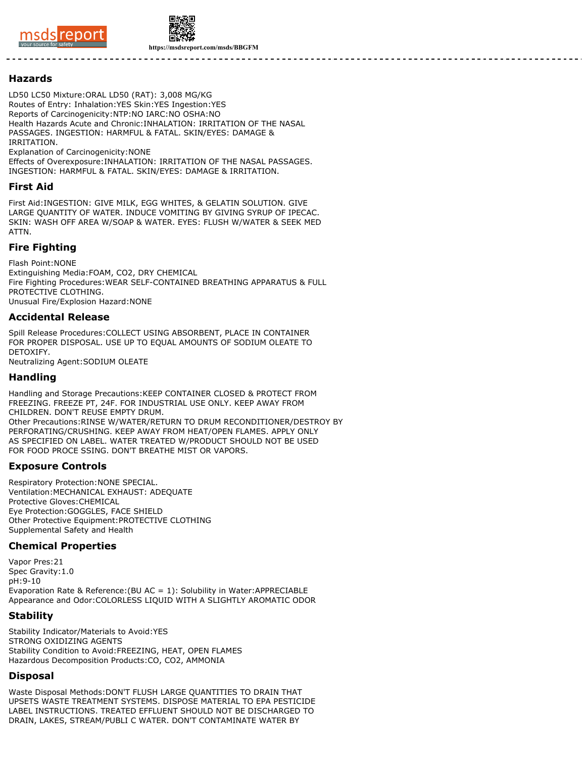## Hazards

LD50 LC50 Mixture:ORAL LD50 (RAT): 3,008 MG/KG
Routes of Entry: Inhalation:YES Skin:YES Ingestion:YES
Reports of Carcinogenicity:NTP:NO IARC:NO OSHA:NO
Health Hazards Acute and Chronic:INHALATION: IRRITATION OF THE NASAL PASSAGES. INGESTION: HARMFUL & FATAL. SKIN/EYES: DAMAGE & IRRITATION.
Explanation of Carcinogenicity:NONE
Effects of Overexposure:INHALATION: IRRITATION OF THE NASAL PASSAGES. INGESTION: HARMFUL & FATAL. SKIN/EYES: DAMAGE & IRRITATION.

## First Aid

First Aid:INGESTION: GIVE MILK, EGG WHITES, & GELATIN SOLUTION. GIVE LARGE QUANTITY OF WATER. INDUCE VOMITING BY GIVING SYRUP OF IPECAC. SKIN: WASH OFF AREA W/SOAP & WATER. EYES: FLUSH W/WATER & SEEK MED ATTN.

## Fire Fighting

Flash Point:NONE
Extinguishing Media:FOAM, $CO_2$, DRY CHEMICAL
Fire Fighting Procedures:WEAR SELF-CONTAINED BREATHING APPARATUS & FULL PROTECTIVE CLOTHING.
Unusual Fire/Explosion Hazard:NONE

## Accidental Release

Spill Release Procedures:COLLECT USING ABSORBENT, PLACE IN CONTAINER FOR PROPER DISPOSAL. USE UP TO EQUAL AMOUNTS OF SODIUM OLEATE TO DETOXIFY.
Neutralizing Agent:SODIUM OLEATE

## Handling

Handling and Storage Precautions:KEEP CONTAINER CLOSED & PROTECT FROM FREEZING. FREEZE PT, 24F. FOR INDUSTRIAL USE ONLY. KEEP AWAY FROM CHILDREN. DON'T REUSE EMPTY DRUM.
Other Precautions:RINSE W/WATER/RETURN TO DRUM RECONDITIONER/DESTROY BY PERFORATING/CRUSHING. KEEP AWAY FROM HEAT/OPEN FLAMES. APPLY ONLY AS SPECIFIED ON LABEL. WATER TREATED W/PRODUCT SHOULD NOT BE USED FOR FOOD PROCE SSING. DON'T BREATHE MIST OR VAPORS.

## Exposure Controls

Respiratory Protection:NONE SPECIAL.
Ventilation:MECHANICAL EXHAUST: ADEQUATE
Protective Gloves:CHEMICAL
Eye Protection:GOGGLES, FACE SHIELD
Other Protective Equipment:PROTECTIVE CLOTHING
Supplemental Safety and Health

## Chemical Properties

Vapor Pres:21
Spec Gravity:1.0
pH:9-10
Evaporation Rate & Reference:(BU AC = 1): Solubility in Water:APPRECIABLE
Appearance and Odor:COLORLESS LIQUID WITH A SLIGHTLY AROMATIC ODOR

## Stability

Stability Indicator/Materials to Avoid:YES
STRONG OXIDIZING AGENTS
Stability Condition to Avoid:FREEZING, HEAT, OPEN FLAMES
Hazardous Decomposition Products:CO, $CO_2$, AMMONIA

## Disposal

Waste Disposal Methods:DON'T FLUSH LARGE QUANTITIES TO DRAIN THAT UPSETS WASTE TREATMENT SYSTEMS. DISPOSE MATERIAL TO EPA PESTICIDE LABEL INSTRUCTIONS. TREATED EFFLUENT SHOULD NOT BE DISCHARGED TO DRAIN, LAKES, STREAM/PUBLI C WATER. DON'T CONTAMINATE WATER BY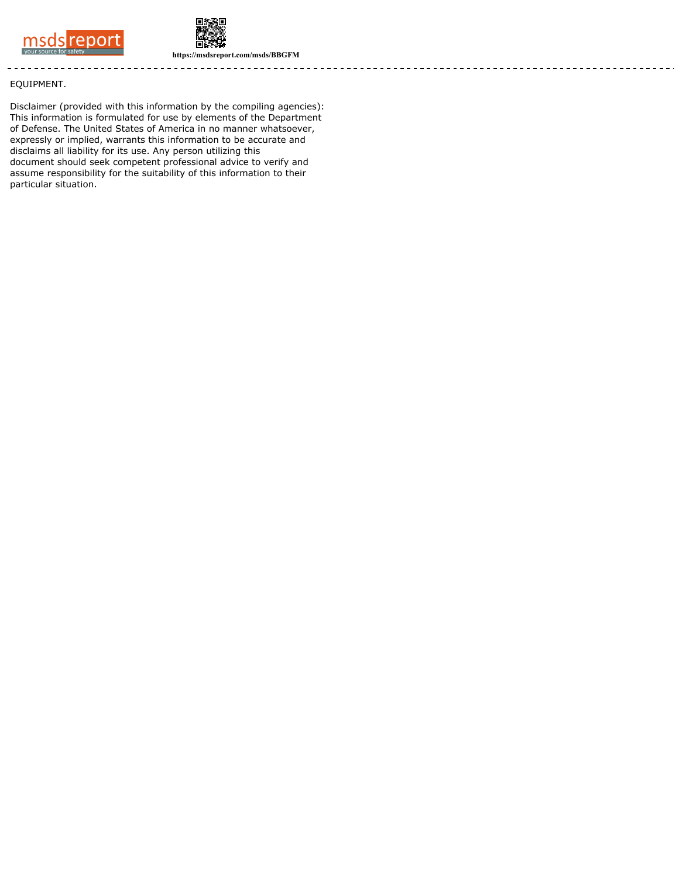EQUIPMENT.

Disclaimer (provided with this information by the compiling agencies):
This information is formulated for use by elements of the Department of Defense. The United States of America in no manner whatsoever, expressly or implied, warrants this information to be accurate and disclaims all liability for its use. Any person utilizing this document should seek competent professional advice to verify and assume responsibility for the suitability of this information to their particular situation.